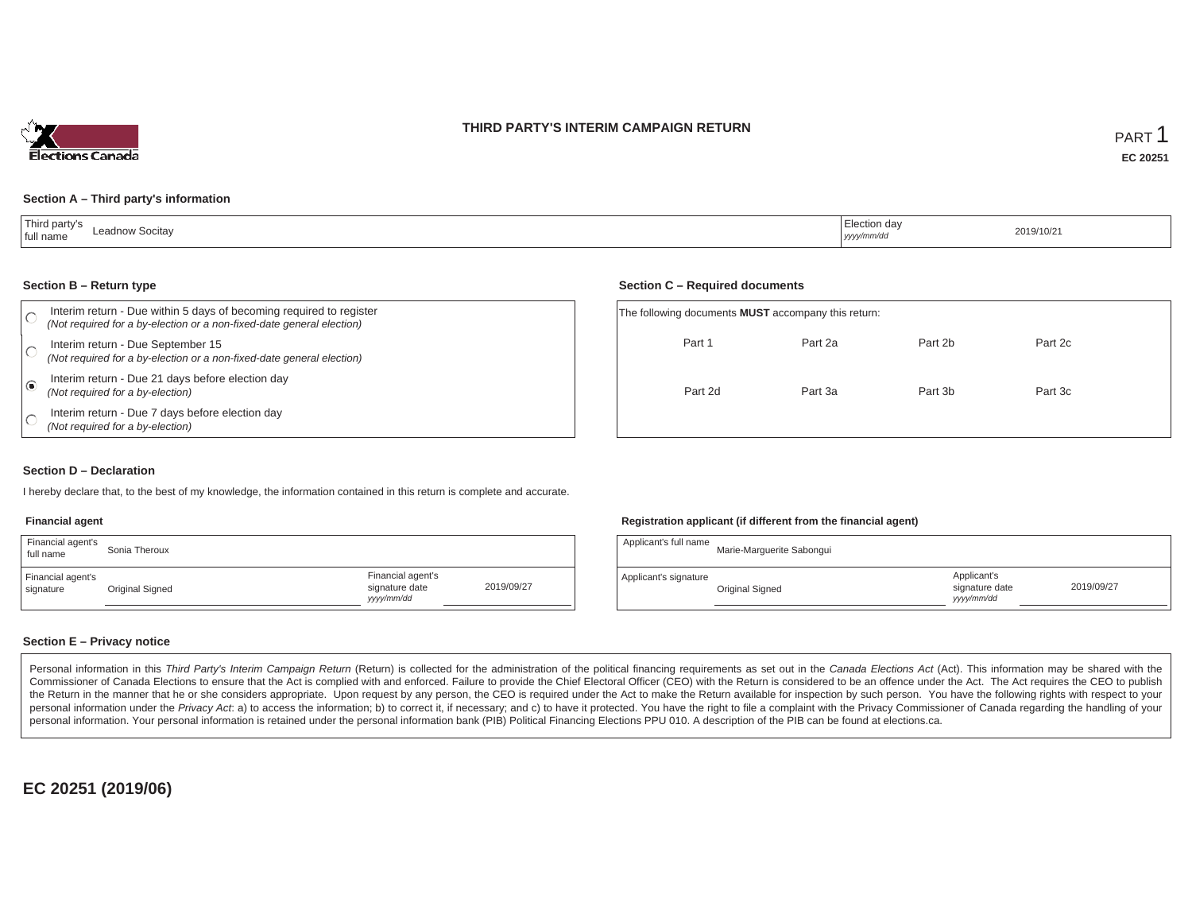# THIRD PARTY'S INTERIM CAMPAIGN RETURN

PART 1

**EC 20251**

### Section A – Third party's information

| Third party's full name | Leadnow Socitay | Election day *yyyy/mm/dd* | 2019/10/21 |
|---|---|---|---|

### Section B – Return type

- ○ Interim return - Due within 5 days of becoming required to register *(Not required for a by-election or a non-fixed-date general election)*
- ○ Interim return - Due September 15 *(Not required for a by-election or a non-fixed-date general election)*
- ◉ Interim return - Due 21 days before election day *(Not required for a by-election)*
- ○ Interim return - Due 7 days before election day *(Not required for a by-election)*

### Section C – Required documents

The following documents **MUST** accompany this return:

| Part 1 | Part 2a | Part 2b | Part 2c |
|---|---|---|---|
| Part 2d | Part 3a | Part 3b | Part 3c |

### Section D – Declaration

I hereby declare that, to the best of my knowledge, the information contained in this return is complete and accurate.

**Financial agent**

| Financial agent's full name | Sonia Theroux | | |
|---|---|---|---|
| Financial agent's signature | Original Signed | Financial agent's signature date *yyyy/mm/dd* | 2019/09/27 |

**Registration applicant (if different from the financial agent)**

| Applicant's full name | Marie-Marguerite Sabongui | | |
|---|---|---|---|
| Applicant's signature | Original Signed | Applicant's signature date *yyyy/mm/dd* | 2019/09/27 |

### Section E – Privacy notice

Personal information in this *Third Party's Interim Campaign Return* (Return) is collected for the administration of the political financing requirements as set out in the *Canada Elections Act* (Act). This information may be shared with the Commissioner of Canada Elections to ensure that the Act is complied with and enforced. Failure to provide the Chief Electoral Officer (CEO) with the Return is considered to be an offence under the Act. The Act requires the CEO to publish the Return in the manner that he or she considers appropriate. Upon request by any person, the CEO is required under the Act to make the Return available for inspection by such person. You have the following rights with respect to your personal information under the *Privacy Act*: a) to access the information; b) to correct it, if necessary; and c) to have it protected. You have the right to file a complaint with the Privacy Commissioner of Canada regarding the handling of your personal information. Your personal information is retained under the personal information bank (PIB) Political Financing Elections PPU 010. A description of the PIB can be found at elections.ca.

**EC 20251 (2019/06)**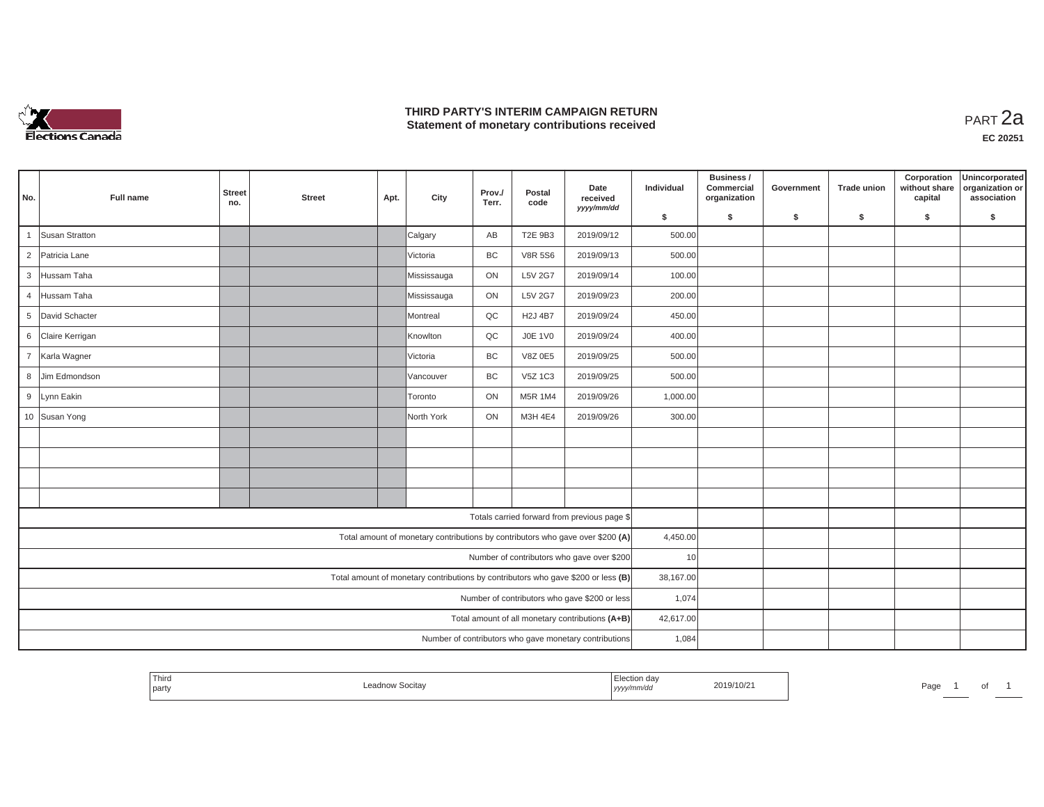# THIRD PARTY'S INTERIM CAMPAIGN RETURN
## Statement of monetary contributions received

PART 2a

EC 20251

| No. | Full name | Street no. | Street | Apt. | City | Prov./ Terr. | Postal code | Date received yyyy/mm/dd | Individual $ | Business / Commercial organization $ | Government $ | Trade union $ | Corporation without share capital $ | Unincorporated organization or association $ |
|---|---|---|---|---|---|---|---|---|---|---|---|---|---|---|
| 1 | Susan Stratton | | | | Calgary | AB | T2E 9B3 | 2019/09/12 | 500.00 | | | | | |
| 2 | Patricia Lane | | | | Victoria | BC | V8R 5S6 | 2019/09/13 | 500.00 | | | | | |
| 3 | Hussam Taha | | | | Mississauga | ON | L5V 2G7 | 2019/09/14 | 100.00 | | | | | |
| 4 | Hussam Taha | | | | Mississauga | ON | L5V 2G7 | 2019/09/23 | 200.00 | | | | | |
| 5 | David Schacter | | | | Montreal | QC | H2J 4B7 | 2019/09/24 | 450.00 | | | | | |
| 6 | Claire Kerrigan | | | | Knowlton | QC | J0E 1V0 | 2019/09/24 | 400.00 | | | | | |
| 7 | Karla Wagner | | | | Victoria | BC | V8Z 0E5 | 2019/09/25 | 500.00 | | | | | |
| 8 | Jim Edmondson | | | | Vancouver | BC | V5Z 1C3 | 2019/09/25 | 500.00 | | | | | |
| 9 | Lynn Eakin | | | | Toronto | ON | M5R 1M4 | 2019/09/26 | 1,000.00 | | | | | |
| 10 | Susan Yong | | | | North York | ON | M3H 4E4 | 2019/09/26 | 300.00 | | | | | |
| | | | | | | | | | | | | | | |
| | | | | | | | | | | | | | | |
| | | | | | | | | | | | | | | |
| | | | | | | | | | | | | | | |
| | Totals carried forward from previous page $ | | | | | | | | | | | | | |
| | Total amount of monetary contributions by contributors who gave over $200 (A) | | | | | | | | 4,450.00 | | | | | |
| | Number of contributors who gave over $200 | | | | | | | | 10 | | | | | |
| | Total amount of monetary contributions by contributors who gave $200 or less (B) | | | | | | | | 38,167.00 | | | | | |
| | Number of contributors who gave $200 or less | | | | | | | | 1,074 | | | | | |
| | Total amount of all monetary contributions (A+B) | | | | | | | | 42,617.00 | | | | | |
| | Number of contributors who gave monetary contributions | | | | | | | | 1,084 | | | | | |

| Third party | Leadnow Socitay | Election day yyyy/mm/dd | 2019/10/21 |
|---|---|---|---|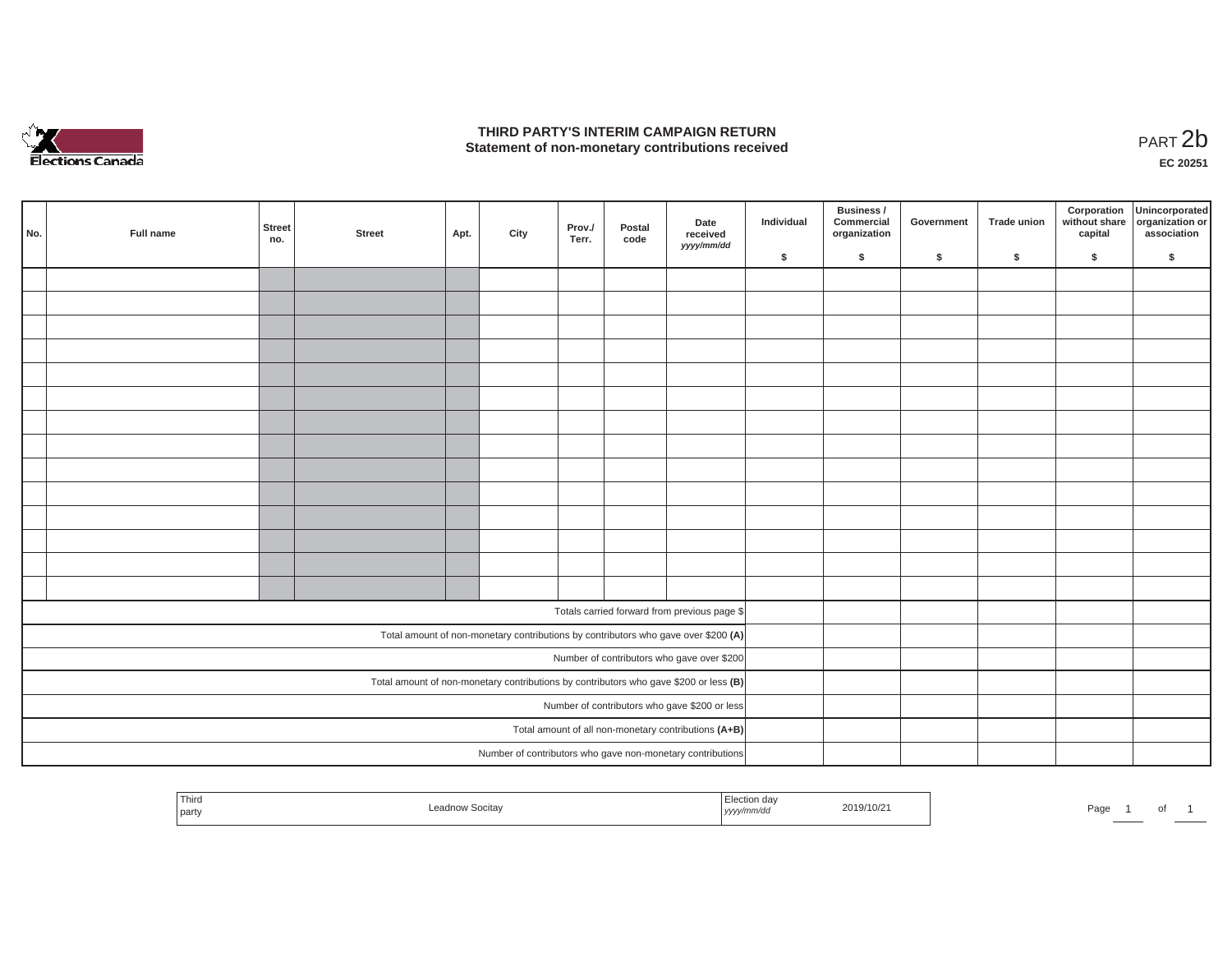# THIRD PARTY'S INTERIM CAMPAIGN RETURN
## Statement of non-monetary contributions received

PART 2b

EC 20251

| No. | Full name | Street no. | Street | Apt. | City | Prov./ Terr. | Postal code | Date received yyyy/mm/dd | Individual $ | Business / Commercial organization $ | Government $ | Trade union $ | Corporation without share capital $ | Unincorporated organization or association $ |
|---|---|---|---|---|---|---|---|---|---|---|---|---|---|---|
| | | | | | | | | | | | | | | |
| | | | | | | | | | | | | | | |
| | | | | | | | | | | | | | | |
| | | | | | | | | | | | | | | |
| | | | | | | | | | | | | | | |
| | | | | | | | | | | | | | | |
| | | | | | | | | | | | | | | |
| | | | | | | | | | | | | | | |
| | | | | | | | | | | | | | | |
| | | | | | | | | | | | | | | |
| | | | | | | | | | | | | | | |
| | | | | | | | | | | | | | | |
| | | | | | | | | | | | | | | |
| | | | | | | | | | | | | | | |
| Totals carried forward from previous page $ | | | | | | | | | | | | | | |
| Total amount of non-monetary contributions by contributors who gave over $200 **(A)** | | | | | | | | | | | | | | |
| Number of contributors who gave over $200 | | | | | | | | | | | | | | |
| Total amount of non-monetary contributions by contributors who gave $200 or less **(B)** | | | | | | | | | | | | | | |
| Number of contributors who gave $200 or less | | | | | | | | | | | | | | |
| Total amount of all non-monetary contributions **(A+B)** | | | | | | | | | | | | | | |
| Number of contributors who gave non-monetary contributions | | | | | | | | | | | | | | |

| Third party | Leadnow Socitay | Election day yyyy/mm/dd | 2019/10/21 |
|---|---|---|---|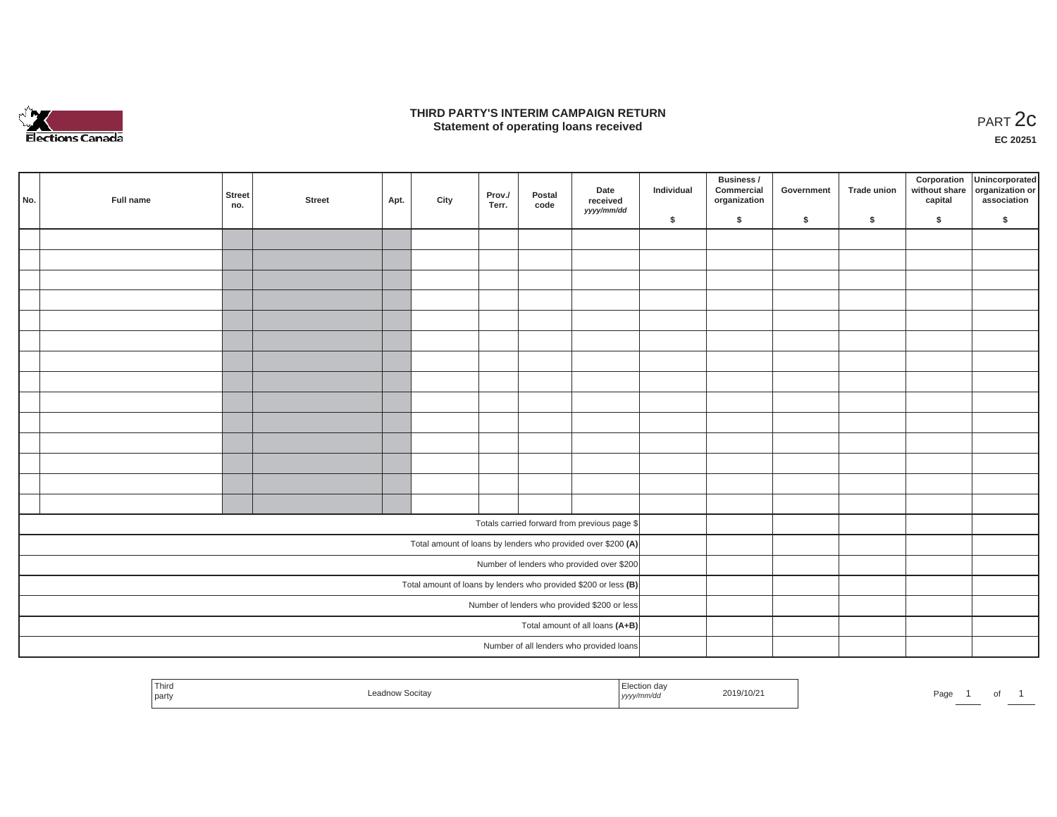Elections Canada

# THIRD PARTY'S INTERIM CAMPAIGN RETURN
## Statement of operating loans received

PART 2c

EC 20251

| No. | Full name | Street no. | Street | Apt. | City | Prov./ Terr. | Postal code | Date received yyyy/mm/dd | Individual $ | Business / Commercial organization $ | Government $ | Trade union $ | Corporation without share capital $ | Unincorporated organization or association $ |
|---|---|---|---|---|---|---|---|---|---|---|---|---|---|---|
| | | | | | | | | | | | | | | |
| | | | | | | | | | | | | | | |
| | | | | | | | | | | | | | | |
| | | | | | | | | | | | | | | |
| | | | | | | | | | | | | | | |
| | | | | | | | | | | | | | | |
| | | | | | | | | | | | | | | |
| | | | | | | | | | | | | | | |
| | | | | | | | | | | | | | | |
| | | | | | | | | | | | | | | |
| | | | | | | | | | | | | | | |
| | | | | | | | | | | | | | | |
| | | | | | | | | | | | | | | |
| | | | | | | | | | | | | | | |
| Totals carried forward from previous page $ | | | | | | | | | | | | | | |
| Total amount of loans by lenders who provided over $200 **(A)** | | | | | | | | | | | | | | |
| Number of lenders who provided over $200 | | | | | | | | | | | | | | |
| Total amount of loans by lenders who provided $200 or less **(B)** | | | | | | | | | | | | | | |
| Number of lenders who provided $200 or less | | | | | | | | | | | | | | |
| Total amount of all loans **(A+B)** | | | | | | | | | | | | | | |
| Number of all lenders who provided loans | | | | | | | | | | | | | | |

| Third party | Leadnow Socitay | Election day yyyy/mm/dd | 2019/10/21 |
|---|---|---|---|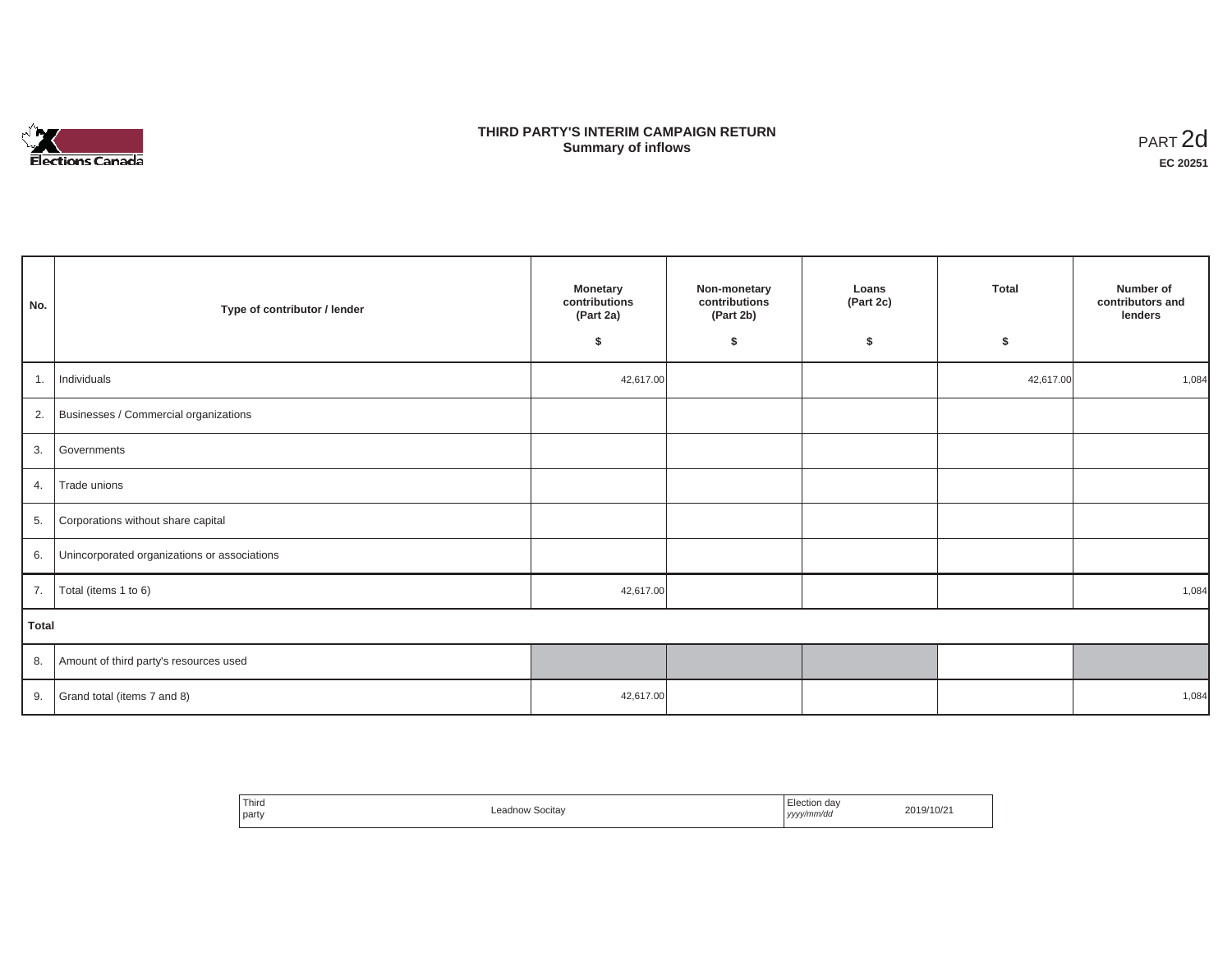# THIRD PARTY'S INTERIM CAMPAIGN RETURN
## Summary of inflows

PART 2d

**EC 20251**

| No. | Type of contributor / lender | Monetary contributions (Part 2a) $ | Non-monetary contributions (Part 2b) $ | Loans (Part 2c) $ | Total $ | Number of contributors and lenders |
|---|---|---|---|---|---|---|
| 1. | Individuals | 42,617.00 | | | 42,617.00 | 1,084 |
| 2. | Businesses / Commercial organizations | | | | | |
| 3. | Governments | | | | | |
| 4. | Trade unions | | | | | |
| 5. | Corporations without share capital | | | | | |
| 6. | Unincorporated organizations or associations | | | | | |
| 7. | Total (items 1 to 6) | 42,617.00 | | | | 1,084 |
| **Total** | | | | | | |
| 8. | Amount of third party's resources used | | | | | |
| 9. | Grand total (items 7 and 8) | 42,617.00 | | | | 1,084 |

| Third party | Leadnow Socitay | Election day *yyyy/mm/dd* | 2019/10/21 |
|---|---|---|---|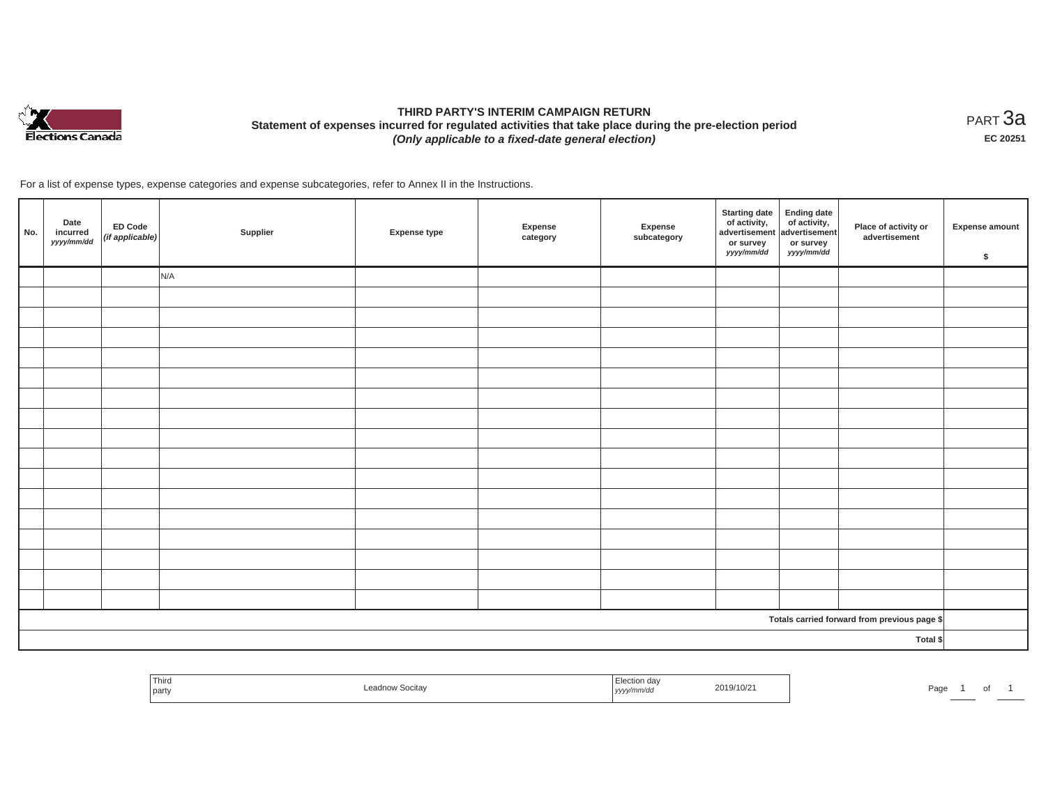# THIRD PARTY'S INTERIM CAMPAIGN RETURN

## Statement of expenses incurred for regulated activities that take place during the pre-election period

***(Only applicable to a fixed-date general election)***

PART 3a

**EC 20251**

For a list of expense types, expense categories and expense subcategories, refer to Annex II in the Instructions.

| No. | Date incurred *yyyy/mm/dd* | ED Code *(if applicable)* | Supplier | Expense type | Expense category | Expense subcategory | Starting date of activity, advertisement or survey *yyyy/mm/dd* | Ending date of activity, advertisement or survey *yyyy/mm/dd* | Place of activity or advertisement | Expense amount $ |
|---|---|---|---|---|---|---|---|---|---|---|
| | | | N/A | | | | | | | |
| | | | | | | | | | | |
| | | | | | | | | | | |
| | | | | | | | | | | |
| | | | | | | | | | | |
| | | | | | | | | | | |
| | | | | | | | | | | |
| | | | | | | | | | | |
| | | | | | | | | | | |
| | | | | | | | | | | |
| | | | | | | | | | | |
| | | | | | | | | | | |
| | | | | | | | | | | |
| | | | | | | | | | | |
| | | | | | | | | | | |
| | | | | | | | | | | |
| | | | | | | | | | | |
| | | | | | | | | | Totals carried forward from previous page $ | |
| | | | | | | | | | Total $ | |

| Third party | Leadnow Socitay | Election day *yyyy/mm/dd* | 2019/10/21 |
|---|---|---|---|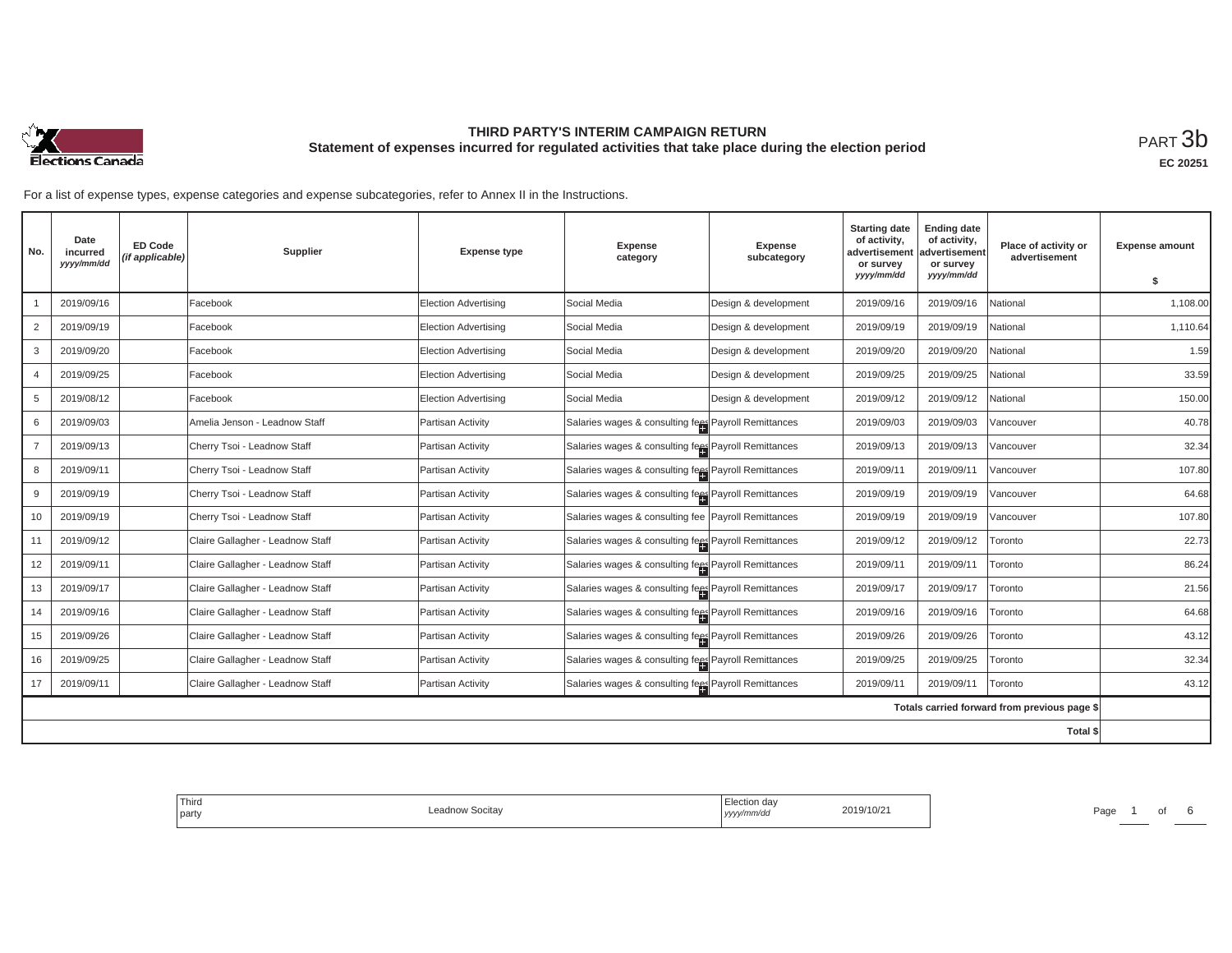**THIRD PARTY'S INTERIM CAMPAIGN RETURN**
**Statement of expenses incurred for regulated activities that take place during the election period**

PART 3b

EC 20251

For a list of expense types, expense categories and expense subcategories, refer to Annex II in the Instructions.

| No. | Date incurred *yyyy/mm/dd* | ED Code *(if applicable)* | Supplier | Expense type | Expense category | Expense subcategory | Starting date of activity, advertisement or survey *yyyy/mm/dd* | Ending date of activity, advertisement or survey *yyyy/mm/dd* | Place of activity or advertisement | Expense amount $ |
|---|---|---|---|---|---|---|---|---|---|---|
| 1 | 2019/09/16 | | Facebook | Election Advertising | Social Media | Design & development | 2019/09/16 | 2019/09/16 | National | 1,108.00 |
| 2 | 2019/09/19 | | Facebook | Election Advertising | Social Media | Design & development | 2019/09/19 | 2019/09/19 | National | 1,110.64 |
| 3 | 2019/09/20 | | Facebook | Election Advertising | Social Media | Design & development | 2019/09/20 | 2019/09/20 | National | 1.59 |
| 4 | 2019/09/25 | | Facebook | Election Advertising | Social Media | Design & development | 2019/09/25 | 2019/09/25 | National | 33.59 |
| 5 | 2019/08/12 | | Facebook | Election Advertising | Social Media | Design & development | 2019/09/12 | 2019/09/12 | National | 150.00 |
| 6 | 2019/09/03 | | Amelia Jenson - Leadnow Staff | Partisan Activity | Salaries wages & consulting fees | Payroll Remittances | 2019/09/03 | 2019/09/03 | Vancouver | 40.78 |
| 7 | 2019/09/13 | | Cherry Tsoi - Leadnow Staff | Partisan Activity | Salaries wages & consulting fees | Payroll Remittances | 2019/09/13 | 2019/09/13 | Vancouver | 32.34 |
| 8 | 2019/09/11 | | Cherry Tsoi - Leadnow Staff | Partisan Activity | Salaries wages & consulting fees | Payroll Remittances | 2019/09/11 | 2019/09/11 | Vancouver | 107.80 |
| 9 | 2019/09/19 | | Cherry Tsoi - Leadnow Staff | Partisan Activity | Salaries wages & consulting fees | Payroll Remittances | 2019/09/19 | 2019/09/19 | Vancouver | 64.68 |
| 10 | 2019/09/19 | | Cherry Tsoi - Leadnow Staff | Partisan Activity | Salaries wages & consulting fee | Payroll Remittances | 2019/09/19 | 2019/09/19 | Vancouver | 107.80 |
| 11 | 2019/09/12 | | Claire Gallagher - Leadnow Staff | Partisan Activity | Salaries wages & consulting fees | Payroll Remittances | 2019/09/12 | 2019/09/12 | Toronto | 22.73 |
| 12 | 2019/09/11 | | Claire Gallagher - Leadnow Staff | Partisan Activity | Salaries wages & consulting fees | Payroll Remittances | 2019/09/11 | 2019/09/11 | Toronto | 86.24 |
| 13 | 2019/09/17 | | Claire Gallagher - Leadnow Staff | Partisan Activity | Salaries wages & consulting fees | Payroll Remittances | 2019/09/17 | 2019/09/17 | Toronto | 21.56 |
| 14 | 2019/09/16 | | Claire Gallagher - Leadnow Staff | Partisan Activity | Salaries wages & consulting fees | Payroll Remittances | 2019/09/16 | 2019/09/16 | Toronto | 64.68 |
| 15 | 2019/09/26 | | Claire Gallagher - Leadnow Staff | Partisan Activity | Salaries wages & consulting fees | Payroll Remittances | 2019/09/26 | 2019/09/26 | Toronto | 43.12 |
| 16 | 2019/09/25 | | Claire Gallagher - Leadnow Staff | Partisan Activity | Salaries wages & consulting fees | Payroll Remittances | 2019/09/25 | 2019/09/25 | Toronto | 32.34 |
| 17 | 2019/09/11 | | Claire Gallagher - Leadnow Staff | Partisan Activity | Salaries wages & consulting fees | Payroll Remittances | 2019/09/11 | 2019/09/11 | Toronto | 43.12 |
| | | | | | | | | | Totals carried forward from previous page $ | |
| | | | | | | | | | Total $ | |

| Third party | Leadnow Socitay | Election day *yyyy/mm/dd* | 2019/10/21 |
|---|---|---|---|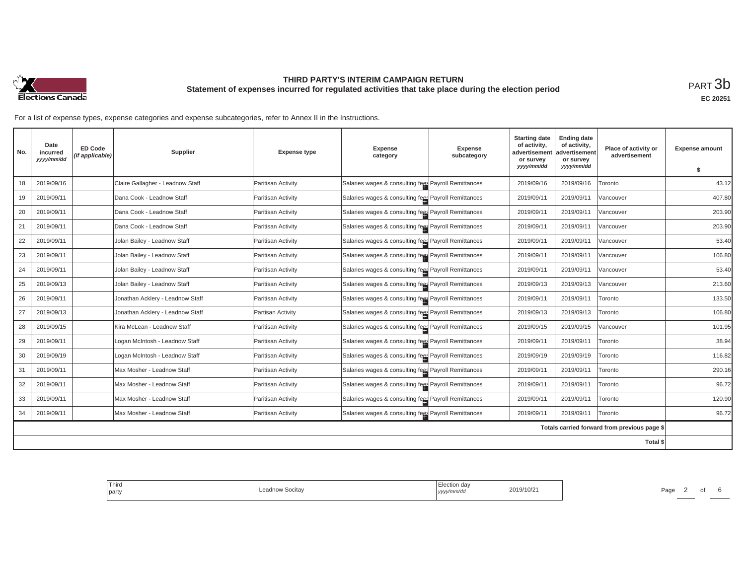# THIRD PARTY'S INTERIM CAMPAIGN RETURN

## Statement of expenses incurred for regulated activities that take place during the election period

PART 3b

EC 20251

For a list of expense types, expense categories and expense subcategories, refer to Annex II in the Instructions.

| No. | Date incurred *yyyy/mm/dd* | ED Code *(if applicable)* | Supplier | Expense type | Expense category | Expense subcategory | Starting date of activity, advertisement or survey *yyyy/mm/dd* | Ending date of activity, advertisement or survey *yyyy/mm/dd* | Place of activity or advertisement | Expense amount $ |
|---|---|---|---|---|---|---|---|---|---|---|
| 18 | 2019/09/16 | | Claire Gallagher - Leadnow Staff | Paritisan Activity | Salaries wages & consulting fees | Payroll Remittances | 2019/09/16 | 2019/09/16 | Toronto | 43.12 |
| 19 | 2019/09/11 | | Dana Cook - Leadnow Staff | Paritisan Activity | Salaries wages & consulting fees | Payroll Remittances | 2019/09/11 | 2019/09/11 | Vancouver | 407.80 |
| 20 | 2019/09/11 | | Dana Cook - Leadnow Staff | Paritisan Activity | Salaries wages & consulting fees | Payroll Remittances | 2019/09/11 | 2019/09/11 | Vancouver | 203.90 |
| 21 | 2019/09/11 | | Dana Cook - Leadnow Staff | Paritisan Activity | Salaries wages & consulting fees | Payroll Remittances | 2019/09/11 | 2019/09/11 | Vancouver | 203.90 |
| 22 | 2019/09/11 | | Jolan Bailey - Leadnow Staff | Paritisan Activity | Salaries wages & consulting fees | Payroll Remittances | 2019/09/11 | 2019/09/11 | Vancouver | 53.40 |
| 23 | 2019/09/11 | | Jolan Bailey - Leadnow Staff | Paritisan Activity | Salaries wages & consulting fees | Payroll Remittances | 2019/09/11 | 2019/09/11 | Vancouver | 106.80 |
| 24 | 2019/09/11 | | Jolan Bailey - Leadnow Staff | Paritisan Activity | Salaries wages & consulting fees | Payroll Remittances | 2019/09/11 | 2019/09/11 | Vancouver | 53.40 |
| 25 | 2019/09/13 | | Jolan Bailey - Leadnow Staff | Paritisan Activity | Salaries wages & consulting fees | Payroll Remittances | 2019/09/13 | 2019/09/13 | Vancouver | 213.60 |
| 26 | 2019/09/11 | | Jonathan Acklery - Leadnow Staff | Paritisan Activity | Salaries wages & consulting fees | Payroll Remittances | 2019/09/11 | 2019/09/11 | Toronto | 133.50 |
| 27 | 2019/09/13 | | Jonathan Acklery - Leadnow Staff | Partisan Activity | Salaries wages & consulting fees | Payroll Remittances | 2019/09/13 | 2019/09/13 | Toronto | 106.80 |
| 28 | 2019/09/15 | | Kira McLean - Leadnow Staff | Paritisan Activity | Salaries wages & consulting fees | Payroll Remittances | 2019/09/15 | 2019/09/15 | Vancouver | 101.95 |
| 29 | 2019/09/11 | | Logan McIntosh - Leadnow Staff | Paritisan Activity | Salaries wages & consulting fees | Payroll Remittances | 2019/09/11 | 2019/09/11 | Toronto | 38.94 |
| 30 | 2019/09/19 | | Logan McIntosh - Leadnow Staff | Paritisan Activity | Salaries wages & consulting fees | Payroll Remittances | 2019/09/19 | 2019/09/19 | Toronto | 116.82 |
| 31 | 2019/09/11 | | Max Mosher - Leadnow Staff | Paritisan Activity | Salaries wages & consulting fees | Payroll Remittances | 2019/09/11 | 2019/09/11 | Toronto | 290.16 |
| 32 | 2019/09/11 | | Max Mosher - Leadnow Staff | Paritisan Activity | Salaries wages & consulting fees | Payroll Remittances | 2019/09/11 | 2019/09/11 | Toronto | 96.72 |
| 33 | 2019/09/11 | | Max Mosher - Leadnow Staff | Paritisan Activity | Salaries wages & consulting fees | Payroll Remittances | 2019/09/11 | 2019/09/11 | Toronto | 120.90 |
| 34 | 2019/09/11 | | Max Mosher - Leadnow Staff | Paritisan Activity | Salaries wages & consulting fees | Payroll Remittances | 2019/09/11 | 2019/09/11 | Toronto | 96.72 |
| | | | | | | | | | Totals carried forward from previous page $ | |
| | | | | | | | | | Total $ | |

| Third party | Leadnow Socitay | Election day *yyyy/mm/dd* | 2019/10/21 |
|---|---|---|---|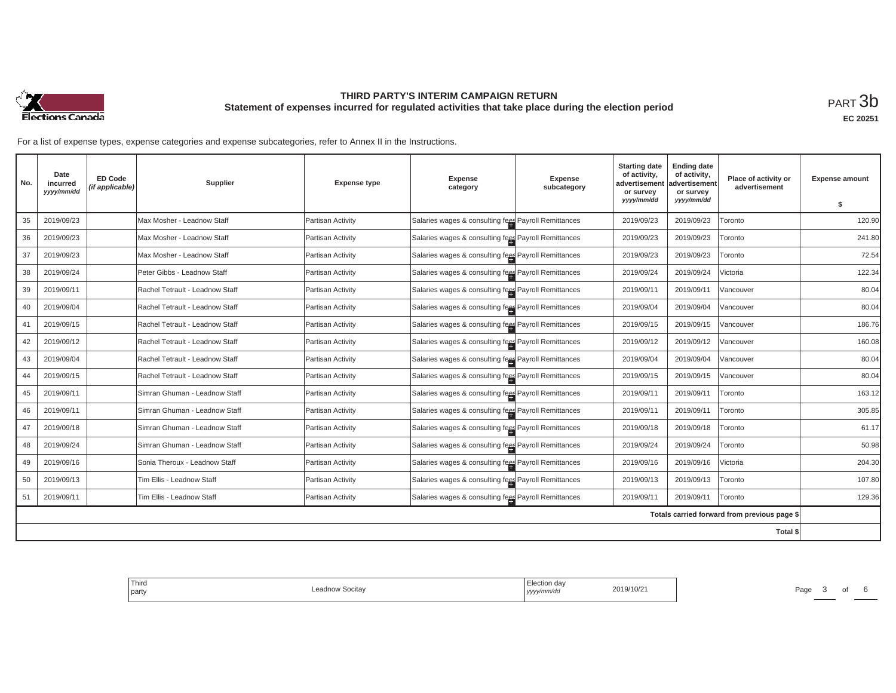# THIRD PARTY'S INTERIM CAMPAIGN RETURN

## Statement of expenses incurred for regulated activities that take place during the election period

PART 3b

**EC 20251**

For a list of expense types, expense categories and expense subcategories, refer to Annex II in the Instructions.

| No. | Date incurred *yyyy/mm/dd* | ED Code *(if applicable)* | Supplier | Expense type | Expense category | Expense subcategory | Starting date of activity, advertisement or survey *yyyy/mm/dd* | Ending date of activity, advertisement or survey *yyyy/mm/dd* | Place of activity or advertisement | Expense amount $ |
|---|---|---|---|---|---|---|---|---|---|---|
| 35 | 2019/09/23 | | Max Mosher - Leadnow Staff | Partisan Activity | Salaries wages & consulting fees | Payroll Remittances | 2019/09/23 | 2019/09/23 | Toronto | 120.90 |
| 36 | 2019/09/23 | | Max Mosher - Leadnow Staff | Partisan Activity | Salaries wages & consulting fees | Payroll Remittances | 2019/09/23 | 2019/09/23 | Toronto | 241.80 |
| 37 | 2019/09/23 | | Max Mosher - Leadnow Staff | Partisan Activity | Salaries wages & consulting fees | Payroll Remittances | 2019/09/23 | 2019/09/23 | Toronto | 72.54 |
| 38 | 2019/09/24 | | Peter Gibbs - Leadnow Staff | Partisan Activity | Salaries wages & consulting fees | Payroll Remittances | 2019/09/24 | 2019/09/24 | Victoria | 122.34 |
| 39 | 2019/09/11 | | Rachel Tetrault - Leadnow Staff | Partisan Activity | Salaries wages & consulting fees | Payroll Remittances | 2019/09/11 | 2019/09/11 | Vancouver | 80.04 |
| 40 | 2019/09/04 | | Rachel Tetrault - Leadnow Staff | Partisan Activity | Salaries wages & consulting fees | Payroll Remittances | 2019/09/04 | 2019/09/04 | Vancouver | 80.04 |
| 41 | 2019/09/15 | | Rachel Tetrault - Leadnow Staff | Partisan Activity | Salaries wages & consulting fees | Payroll Remittances | 2019/09/15 | 2019/09/15 | Vancouver | 186.76 |
| 42 | 2019/09/12 | | Rachel Tetrault - Leadnow Staff | Partisan Activity | Salaries wages & consulting fees | Payroll Remittances | 2019/09/12 | 2019/09/12 | Vancouver | 160.08 |
| 43 | 2019/09/04 | | Rachel Tetrault - Leadnow Staff | Partisan Activity | Salaries wages & consulting fees | Payroll Remittances | 2019/09/04 | 2019/09/04 | Vancouver | 80.04 |
| 44 | 2019/09/15 | | Rachel Tetrault - Leadnow Staff | Partisan Activity | Salaries wages & consulting fees | Payroll Remittances | 2019/09/15 | 2019/09/15 | Vancouver | 80.04 |
| 45 | 2019/09/11 | | Simran Ghuman - Leadnow Staff | Partisan Activity | Salaries wages & consulting fees | Payroll Remittances | 2019/09/11 | 2019/09/11 | Toronto | 163.12 |
| 46 | 2019/09/11 | | Simran Ghuman - Leadnow Staff | Partisan Activity | Salaries wages & consulting fees | Payroll Remittances | 2019/09/11 | 2019/09/11 | Toronto | 305.85 |
| 47 | 2019/09/18 | | Simran Ghuman - Leadnow Staff | Partisan Activity | Salaries wages & consulting fees | Payroll Remittances | 2019/09/18 | 2019/09/18 | Toronto | 61.17 |
| 48 | 2019/09/24 | | Simran Ghuman - Leadnow Staff | Partisan Activity | Salaries wages & consulting fees | Payroll Remittances | 2019/09/24 | 2019/09/24 | Toronto | 50.98 |
| 49 | 2019/09/16 | | Sonia Theroux - Leadnow Staff | Partisan Activity | Salaries wages & consulting fees | Payroll Remittances | 2019/09/16 | 2019/09/16 | Victoria | 204.30 |
| 50 | 2019/09/13 | | Tim Ellis - Leadnow Staff | Partisan Activity | Salaries wages & consulting fees | Payroll Remittances | 2019/09/13 | 2019/09/13 | Toronto | 107.80 |
| 51 | 2019/09/11 | | Tim Ellis - Leadnow Staff | Partisan Activity | Salaries wages & consulting fees | Payroll Remittances | 2019/09/11 | 2019/09/11 | Toronto | 129.36 |
| | | | | | | | | | Totals carried forward from previous page $ | |
| | | | | | | | | | Total $ | |

| Third party | Leadnow Socitay | Election day *yyyy/mm/dd* | 2019/10/21 |
|---|---|---|---|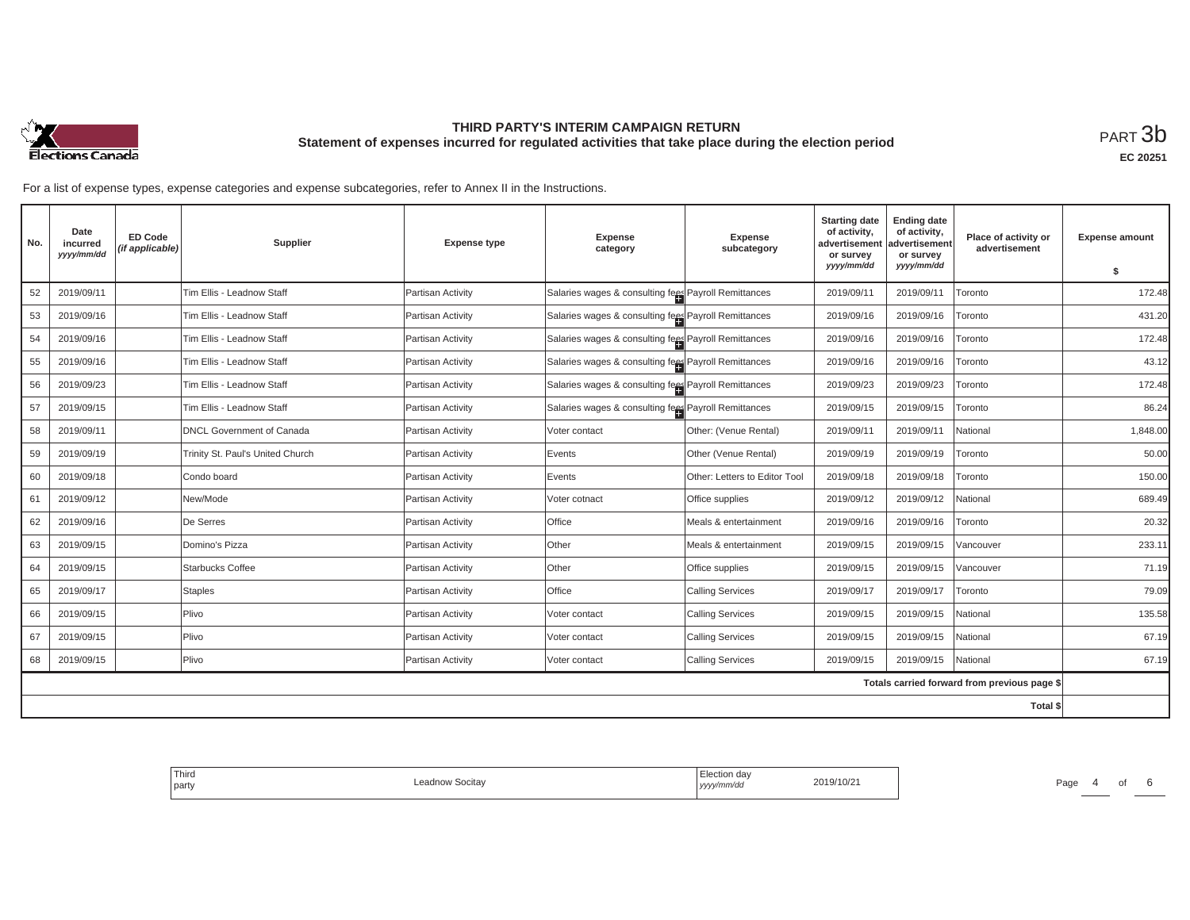# THIRD PARTY'S INTERIM CAMPAIGN RETURN

## Statement of expenses incurred for regulated activities that take place during the election period

PART 3b

EC 20251

For a list of expense types, expense categories and expense subcategories, refer to Annex II in the Instructions.

| No. | Date incurred *yyyy/mm/dd* | ED Code *(if applicable)* | Supplier | Expense type | Expense category | Expense subcategory | Starting date of activity, advertisement or survey *yyyy/mm/dd* | Ending date of activity, advertisement or survey *yyyy/mm/dd* | Place of activity or advertisement | Expense amount $ |
|---|---|---|---|---|---|---|---|---|---|---|
| 52 | 2019/09/11 | | Tim Ellis - Leadnow Staff | Partisan Activity | Salaries wages & consulting fees | Payroll Remittances | 2019/09/11 | 2019/09/11 | Toronto | 172.48 |
| 53 | 2019/09/16 | | Tim Ellis - Leadnow Staff | Partisan Activity | Salaries wages & consulting fees | Payroll Remittances | 2019/09/16 | 2019/09/16 | Toronto | 431.20 |
| 54 | 2019/09/16 | | Tim Ellis - Leadnow Staff | Partisan Activity | Salaries wages & consulting fees | Payroll Remittances | 2019/09/16 | 2019/09/16 | Toronto | 172.48 |
| 55 | 2019/09/16 | | Tim Ellis - Leadnow Staff | Partisan Activity | Salaries wages & consulting fees | Payroll Remittances | 2019/09/16 | 2019/09/16 | Toronto | 43.12 |
| 56 | 2019/09/23 | | Tim Ellis - Leadnow Staff | Partisan Activity | Salaries wages & consulting fees | Payroll Remittances | 2019/09/23 | 2019/09/23 | Toronto | 172.48 |
| 57 | 2019/09/15 | | Tim Ellis - Leadnow Staff | Partisan Activity | Salaries wages & consulting fees | Payroll Remittances | 2019/09/15 | 2019/09/15 | Toronto | 86.24 |
| 58 | 2019/09/11 | | DNCL Government of Canada | Partisan Activity | Voter contact | Other: (Venue Rental) | 2019/09/11 | 2019/09/11 | National | 1,848.00 |
| 59 | 2019/09/19 | | Trinity St. Paul's United Church | Partisan Activity | Events | Other (Venue Rental) | 2019/09/19 | 2019/09/19 | Toronto | 50.00 |
| 60 | 2019/09/18 | | Condo board | Partisan Activity | Events | Other: Letters to Editor Tool | 2019/09/18 | 2019/09/18 | Toronto | 150.00 |
| 61 | 2019/09/12 | | New/Mode | Partisan Activity | Voter cotnact | Office supplies | 2019/09/12 | 2019/09/12 | National | 689.49 |
| 62 | 2019/09/16 | | De Serres | Partisan Activity | Office | Meals & entertainment | 2019/09/16 | 2019/09/16 | Toronto | 20.32 |
| 63 | 2019/09/15 | | Domino's Pizza | Partisan Activity | Other | Meals & entertainment | 2019/09/15 | 2019/09/15 | Vancouver | 233.11 |
| 64 | 2019/09/15 | | Starbucks Coffee | Partisan Activity | Other | Office supplies | 2019/09/15 | 2019/09/15 | Vancouver | 71.19 |
| 65 | 2019/09/17 | | Staples | Partisan Activity | Office | Calling Services | 2019/09/17 | 2019/09/17 | Toronto | 79.09 |
| 66 | 2019/09/15 | | Plivo | Partisan Activity | Voter contact | Calling Services | 2019/09/15 | 2019/09/15 | National | 135.58 |
| 67 | 2019/09/15 | | Plivo | Partisan Activity | Voter contact | Calling Services | 2019/09/15 | 2019/09/15 | National | 67.19 |
| 68 | 2019/09/15 | | Plivo | Partisan Activity | Voter contact | Calling Services | 2019/09/15 | 2019/09/15 | National | 67.19 |
| | | | | | | | | | Totals carried forward from previous page $ | |
| | | | | | | | | | Total $ | |

| Third party | Leadnow Socitay | Election day *yyyy/mm/dd* | 2019/10/21 |
|---|---|---|---|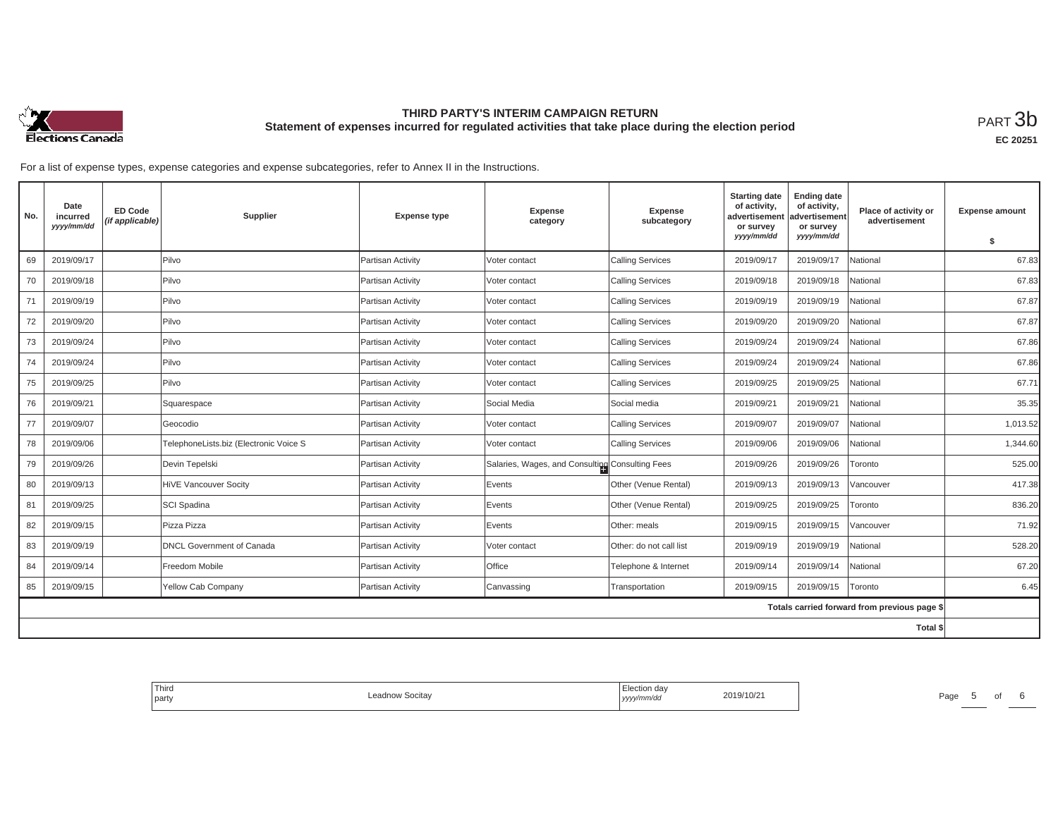# THIRD PARTY'S INTERIM CAMPAIGN RETURN

## Statement of expenses incurred for regulated activities that take place during the election period

PART 3b

**EC 20251**

For a list of expense types, expense categories and expense subcategories, refer to Annex II in the Instructions.

| No. | Date incurred *yyyy/mm/dd* | ED Code *(if applicable)* | Supplier | Expense type | Expense category | Expense subcategory | Starting date of activity, advertisement or survey *yyyy/mm/dd* | Ending date of activity, advertisement or survey *yyyy/mm/dd* | Place of activity or advertisement | Expense amount $ |
|---|---|---|---|---|---|---|---|---|---|---|
| 69 | 2019/09/17 | | Pilvo | Partisan Activity | Voter contact | Calling Services | 2019/09/17 | 2019/09/17 | National | 67.83 |
| 70 | 2019/09/18 | | Pilvo | Partisan Activity | Voter contact | Calling Services | 2019/09/18 | 2019/09/18 | National | 67.83 |
| 71 | 2019/09/19 | | Pilvo | Partisan Activity | Voter contact | Calling Services | 2019/09/19 | 2019/09/19 | National | 67.87 |
| 72 | 2019/09/20 | | Pilvo | Partisan Activity | Voter contact | Calling Services | 2019/09/20 | 2019/09/20 | National | 67.87 |
| 73 | 2019/09/24 | | Pilvo | Partisan Activity | Voter contact | Calling Services | 2019/09/24 | 2019/09/24 | National | 67.86 |
| 74 | 2019/09/24 | | Pilvo | Partisan Activity | Voter contact | Calling Services | 2019/09/24 | 2019/09/24 | National | 67.86 |
| 75 | 2019/09/25 | | Pilvo | Partisan Activity | Voter contact | Calling Services | 2019/09/25 | 2019/09/25 | National | 67.71 |
| 76 | 2019/09/21 | | Squarespace | Partisan Activity | Social Media | Social media | 2019/09/21 | 2019/09/21 | National | 35.35 |
| 77 | 2019/09/07 | | Geocodio | Partisan Activity | Voter contact | Calling Services | 2019/09/07 | 2019/09/07 | National | 1,013.52 |
| 78 | 2019/09/06 | | TelephoneLists.biz (Electronic Voice S | Partisan Activity | Voter contact | Calling Services | 2019/09/06 | 2019/09/06 | National | 1,344.60 |
| 79 | 2019/09/26 | | Devin Tepelski | Partisan Activity | Salaries, Wages, and Consulting | Consulting Fees | 2019/09/26 | 2019/09/26 | Toronto | 525.00 |
| 80 | 2019/09/13 | | HiVE Vancouver Socity | Partisan Activity | Events | Other (Venue Rental) | 2019/09/13 | 2019/09/13 | Vancouver | 417.38 |
| 81 | 2019/09/25 | | SCI Spadina | Partisan Activity | Events | Other (Venue Rental) | 2019/09/25 | 2019/09/25 | Toronto | 836.20 |
| 82 | 2019/09/15 | | Pizza Pizza | Partisan Activity | Events | Other: meals | 2019/09/15 | 2019/09/15 | Vancouver | 71.92 |
| 83 | 2019/09/19 | | DNCL Government of Canada | Partisan Activity | Voter contact | Other: do not call list | 2019/09/19 | 2019/09/19 | National | 528.20 |
| 84 | 2019/09/14 | | Freedom Mobile | Partisan Activity | Office | Telephone & Internet | 2019/09/14 | 2019/09/14 | National | 67.20 |
| 85 | 2019/09/15 | | Yellow Cab Company | Partisan Activity | Canvassing | Transportation | 2019/09/15 | 2019/09/15 | Toronto | 6.45 |
| | | | | | | | | | Totals carried forward from previous page $ | |
| | | | | | | | | | Total $ | |

| Third party | Leadnow Socitay | Election day *yyyy/mm/dd* | 2019/10/21 |
|---|---|---|---|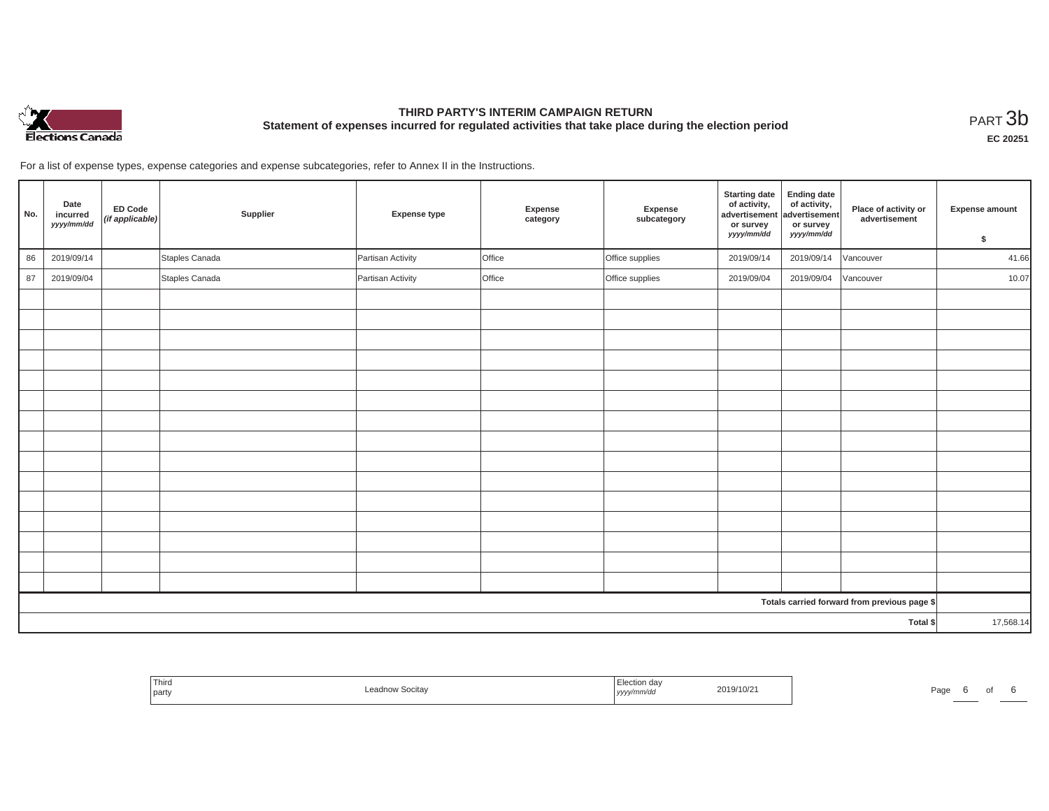# THIRD PARTY'S INTERIM CAMPAIGN RETURN

## Statement of expenses incurred for regulated activities that take place during the election period

PART 3b

**EC 20251**

For a list of expense types, expense categories and expense subcategories, refer to Annex II in the Instructions.

| No. | Date incurred *yyyy/mm/dd* | ED Code *(if applicable)* | Supplier | Expense type | Expense category | Expense subcategory | Starting date of activity, advertisement or survey *yyyy/mm/dd* | Ending date of activity, advertisement or survey *yyyy/mm/dd* | Place of activity or advertisement | Expense amount $ |
|---|---|---|---|---|---|---|---|---|---|---|
| 86 | 2019/09/14 | | Staples Canada | Partisan Activity | Office | Office supplies | 2019/09/14 | 2019/09/14 | Vancouver | 41.66 |
| 87 | 2019/09/04 | | Staples Canada | Partisan Activity | Office | Office supplies | 2019/09/04 | 2019/09/04 | Vancouver | 10.07 |
| | | | | | | | | | | |
| | | | | | | | | | | |
| | | | | | | | | | | |
| | | | | | | | | | | |
| | | | | | | | | | | |
| | | | | | | | | | | |
| | | | | | | | | | | |
| | | | | | | | | | | |
| | | | | | | | | | | |
| | | | | | | | | | | |
| | | | | | | | | | | |
| | | | | | | | | | | |
| | | | | | | | | | | |
| | | | | | | | | | | |
| | | | | | | | | | | |
| | | | | | | | | | Totals carried forward from previous page $ | |
| | | | | | | | | | Total $ | 17,568.14 |

| Third party | Leadnow Socitay | Election day *yyyy/mm/dd* | 2019/10/21 |
|---|---|---|---|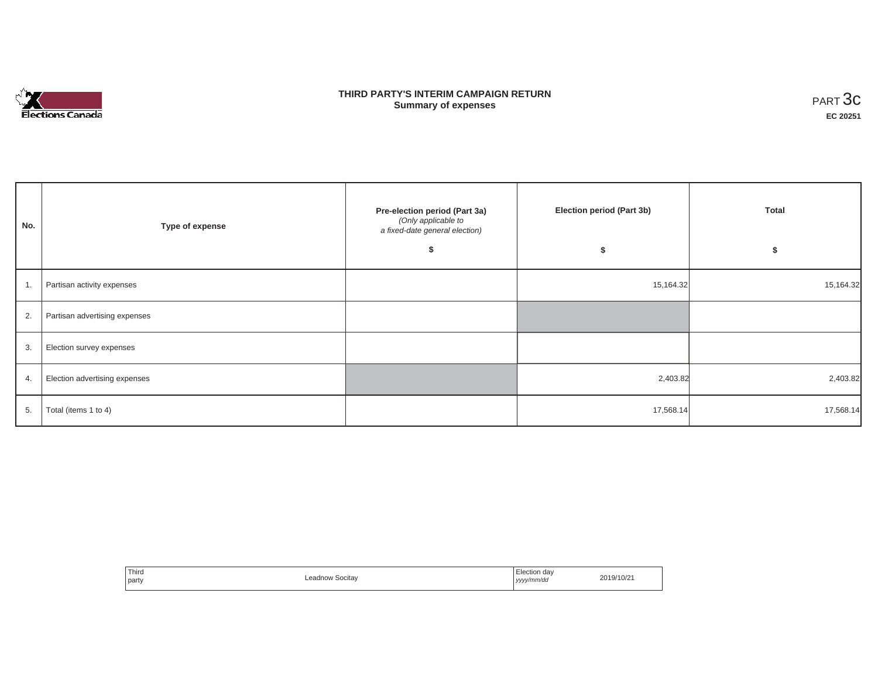# THIRD PARTY'S INTERIM CAMPAIGN RETURN
## Summary of expenses

PART 3c

**EC 20251**

| No. | Type of expense | Pre-election period (Part 3a) *(Only applicable to a fixed-date general election)* $ | Election period (Part 3b) $ | Total $ |
|---|---|---|---|---|
| 1. | Partisan activity expenses | | 15,164.32 | 15,164.32 |
| 2. | Partisan advertising expenses | | | |
| 3. | Election survey expenses | | | |
| 4. | Election advertising expenses | | 2,403.82 | 2,403.82 |
| 5. | Total (items 1 to 4) | | 17,568.14 | 17,568.14 |

| Third party | Leadnow Socitay | Election day *yyyy/mm/dd* | 2019/10/21 |
|---|---|---|---|